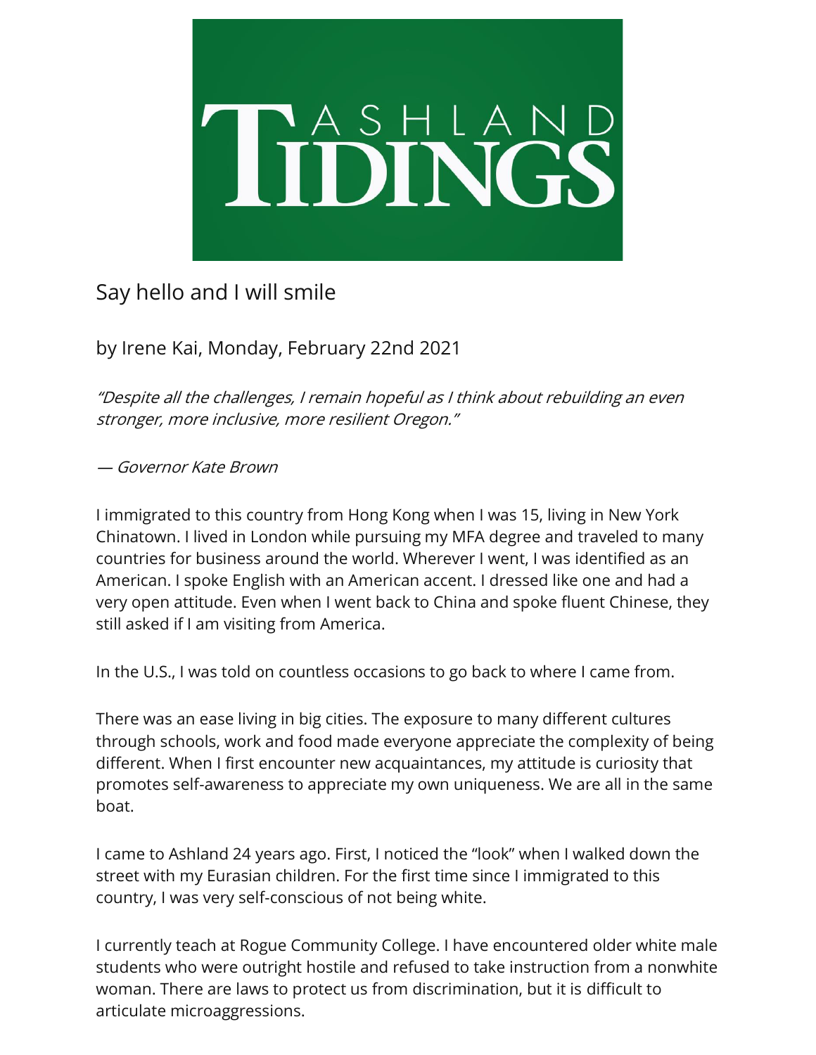# Ashland Tidings

## Say hello and I will smile

by Irene Kai, Monday, February 22nd 2021

*"Despite all the challenges, I remain hopeful as I think about rebuilding an even stronger, more inclusive, more resilient Oregon."*

*— Governor Kate Brown*

I immigrated to this country from Hong Kong when I was 15, living in New York Chinatown. I lived in London while pursuing my MFA degree and traveled to many countries for business around the world. Wherever I went, I was identified as an American. I spoke English with an American accent. I dressed like one and had a very open attitude. Even when I went back to China and spoke fluent Chinese, they still asked if I am visiting from America.

In the U.S., I was told on countless occasions to go back to where I came from.

There was an ease living in big cities. The exposure to many different cultures through schools, work and food made everyone appreciate the complexity of being different. When I first encounter new acquaintances, my attitude is curiosity that promotes self-awareness to appreciate my own uniqueness. We are all in the same boat.

I came to Ashland 24 years ago. First, I noticed the "look" when I walked down the street with my Eurasian children. For the first time since I immigrated to this country, I was very self-conscious of not being white.

I currently teach at Rogue Community College. I have encountered older white male students who were outright hostile and refused to take instruction from a nonwhite woman. There are laws to protect us from discrimination, but it is difficult to articulate microaggressions.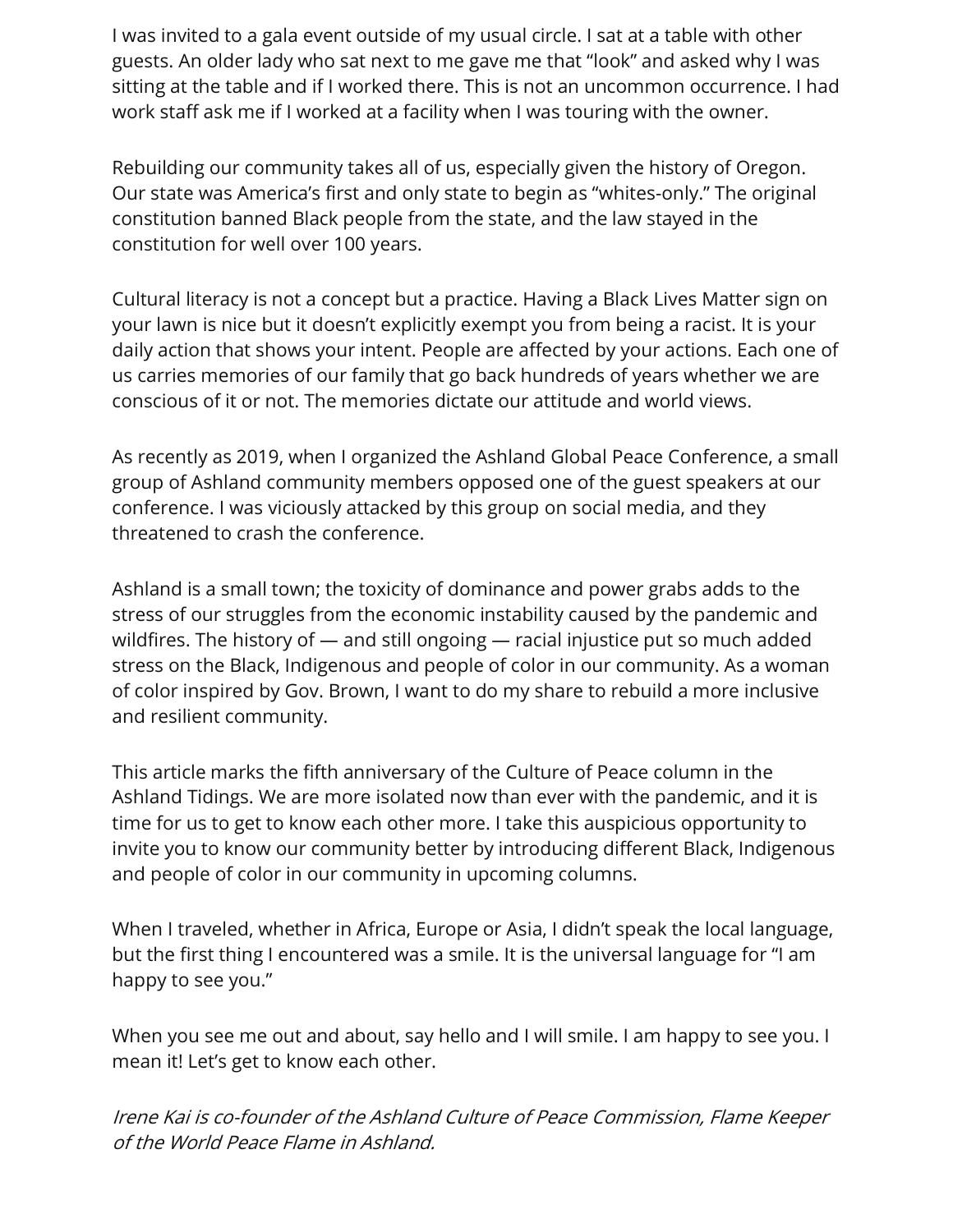I was invited to a gala event outside of my usual circle. I sat at a table with other guests. An older lady who sat next to me gave me that "look" and asked why I was sitting at the table and if I worked there. This is not an uncommon occurrence. I had work staff ask me if I worked at a facility when I was touring with the owner.

Rebuilding our community takes all of us, especially given the history of Oregon. Our state was America's first and only state to begin as "whites-only." The original constitution banned Black people from the state, and the law stayed in the constitution for well over 100 years.

Cultural literacy is not a concept but a practice. Having a Black Lives Matter sign on your lawn is nice but it doesn't explicitly exempt you from being a racist. It is your daily action that shows your intent. People are affected by your actions. Each one of us carries memories of our family that go back hundreds of years whether we are conscious of it or not. The memories dictate our attitude and world views.

As recently as 2019, when I organized the Ashland Global Peace Conference, a small group of Ashland community members opposed one of the guest speakers at our conference. I was viciously attacked by this group on social media, and they threatened to crash the conference.

Ashland is a small town; the toxicity of dominance and power grabs adds to the stress of our struggles from the economic instability caused by the pandemic and wildfires. The history of — and still ongoing — racial injustice put so much added stress on the Black, Indigenous and people of color in our community. As a woman of color inspired by Gov. Brown, I want to do my share to rebuild a more inclusive and resilient community.

This article marks the fifth anniversary of the Culture of Peace column in the Ashland Tidings. We are more isolated now than ever with the pandemic, and it is time for us to get to know each other more. I take this auspicious opportunity to invite you to know our community better by introducing different Black, Indigenous and people of color in our community in upcoming columns.

When I traveled, whether in Africa, Europe or Asia, I didn't speak the local language, but the first thing I encountered was a smile. It is the universal language for "I am happy to see you."

When you see me out and about, say hello and I will smile. I am happy to see you. I mean it! Let's get to know each other.

*Irene Kai is co-founder of the Ashland Culture of Peace Commission, Flame Keeper of the World Peace Flame in Ashland.*